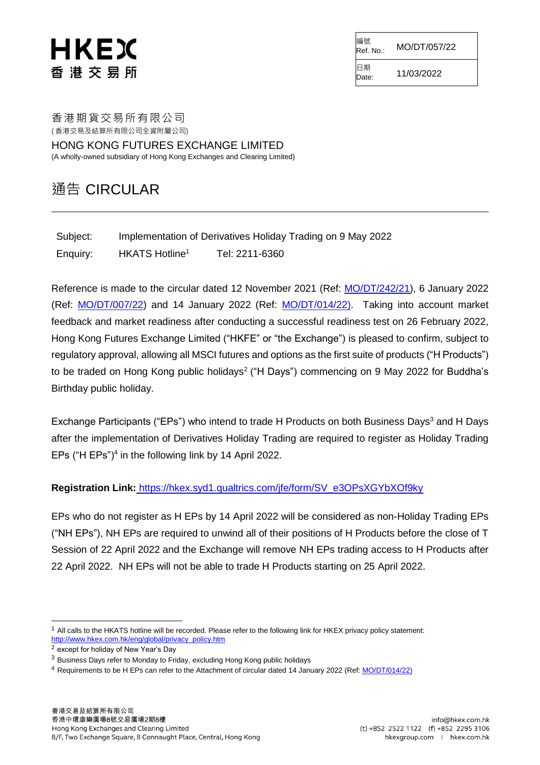HKEX
香 港 交 易 所

| 編號 Ref. No.: | MO/DT/057/22 |
| --- | --- |
| 日期 Date: | 11/03/2022 |

香港期貨交易所有限公司
(香港交易及結算所有限公司全資附屬公司)

HONG KONG FUTURES EXCHANGE LIMITED
(A wholly-owned subsidiary of Hong Kong Exchanges and Clearing Limited)

# 通告 CIRCULAR

---

Subject: Implementation of Derivatives Holiday Trading on 9 May 2022

Enquiry: HKATS Hotline[1] Tel: 2211-6360

Reference is made to the circular dated 12 November 2021 (Ref: MO/DT/242/21), 6 January 2022 (Ref: MO/DT/007/22) and 14 January 2022 (Ref: MO/DT/014/22). Taking into account market feedback and market readiness after conducting a successful readiness test on 26 February 2022, Hong Kong Futures Exchange Limited ("HKFE" or "the Exchange") is pleased to confirm, subject to regulatory approval, allowing all MSCI futures and options as the first suite of products ("H Products") to be traded on Hong Kong public holidays[2] ("H Days") commencing on 9 May 2022 for Buddha's Birthday public holiday.

Exchange Participants ("EPs") who intend to trade H Products on both Business Days[3] and H Days after the implementation of Derivatives Holiday Trading are required to register as Holiday Trading EPs ("H EPs")[4] in the following link by 14 April 2022.

**Registration Link:** https://hkex.syd1.qualtrics.com/jfe/form/SV_e3OPsXGYbXOf9ky

EPs who do not register as H EPs by 14 April 2022 will be considered as non-Holiday Trading EPs ("NH EPs"), NH EPs are required to unwind all of their positions of H Products before the close of T Session of 22 April 2022 and the Exchange will remove NH EPs trading access to H Products after 22 April 2022. NH EPs will not be able to trade H Products starting on 25 April 2022.

---

[1] All calls to the HKATS hotline will be recorded. Please refer to the following link for HKEX privacy policy statement: http://www.hkex.com.hk/eng/global/privacy_policy.htm

[2] except for holiday of New Year's Day

[3] Business Days refer to Monday to Friday, excluding Hong Kong public holidays

[4] Requirements to be H EPs can refer to the Attachment of circular dated 14 January 2022 (Ref: MO/DT/014/22)

香港交易及結算所有限公司
香港中環康樂廣場8號交易廣場2期8樓
Hong Kong Exchanges and Clearing Limited
8/F, Two Exchange Square, 8 Connaught Place, Central, Hong Kong

info@hkex.com.hk
(t) +852 2522 1122 (f) +852 2295 3106
hkexgroup.com | hkex.com.hk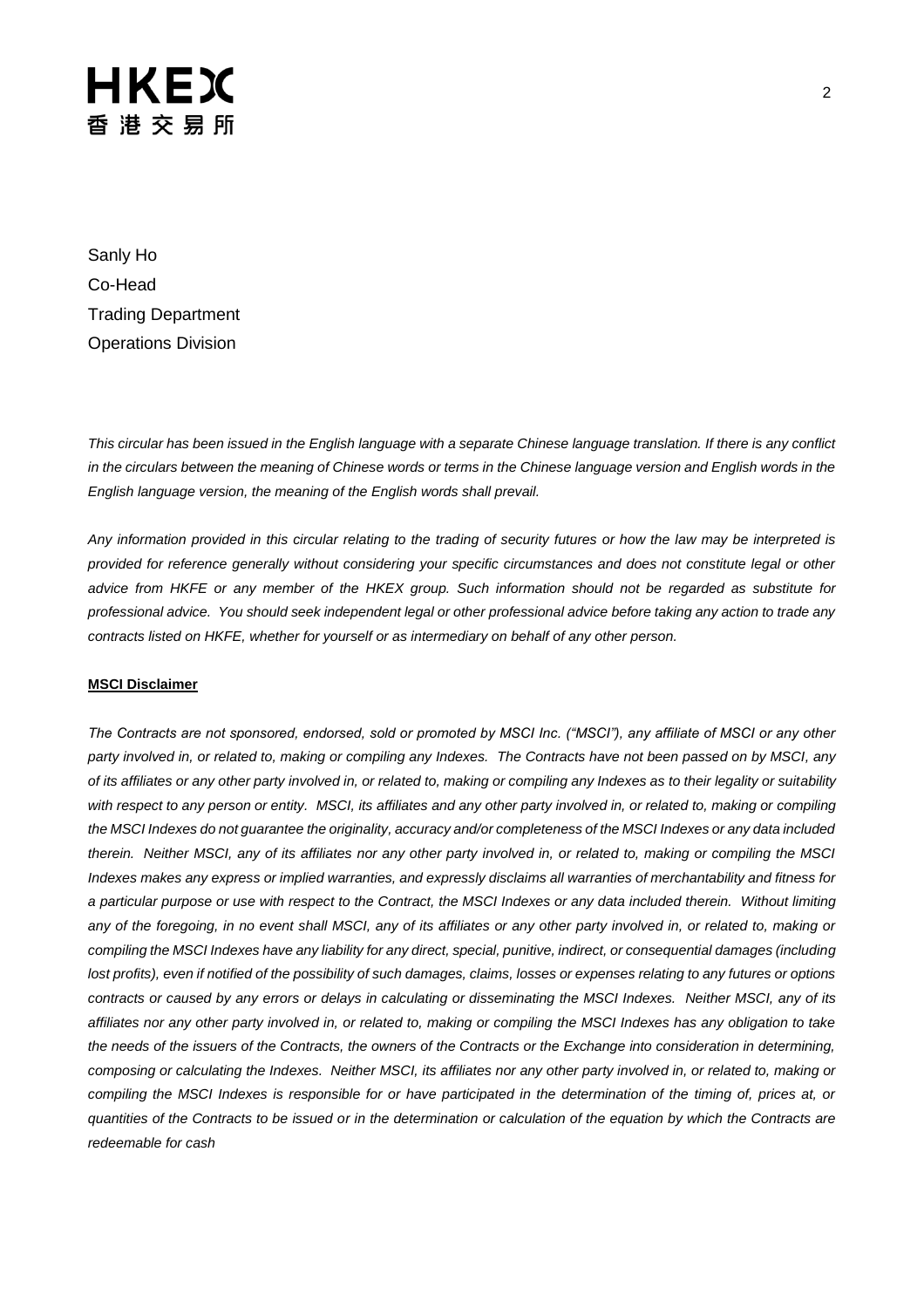Sanly Ho
Co-Head
Trading Department
Operations Division

*This circular has been issued in the English language with a separate Chinese language translation. If there is any conflict in the circulars between the meaning of Chinese words or terms in the Chinese language version and English words in the English language version, the meaning of the English words shall prevail.*

*Any information provided in this circular relating to the trading of security futures or how the law may be interpreted is provided for reference generally without considering your specific circumstances and does not constitute legal or other advice from HKFE or any member of the HKEX group. Such information should not be regarded as substitute for professional advice. You should seek independent legal or other professional advice before taking any action to trade any contracts listed on HKFE, whether for yourself or as intermediary on behalf of any other person.*

**MSCI Disclaimer**

*The Contracts are not sponsored, endorsed, sold or promoted by MSCI Inc. ("MSCI"), any affiliate of MSCI or any other party involved in, or related to, making or compiling any Indexes. The Contracts have not been passed on by MSCI, any of its affiliates or any other party involved in, or related to, making or compiling any Indexes as to their legality or suitability with respect to any person or entity. MSCI, its affiliates and any other party involved in, or related to, making or compiling the MSCI Indexes do not guarantee the originality, accuracy and/or completeness of the MSCI Indexes or any data included therein. Neither MSCI, any of its affiliates nor any other party involved in, or related to, making or compiling the MSCI Indexes makes any express or implied warranties, and expressly disclaims all warranties of merchantability and fitness for a particular purpose or use with respect to the Contract, the MSCI Indexes or any data included therein. Without limiting any of the foregoing, in no event shall MSCI, any of its affiliates or any other party involved in, or related to, making or compiling the MSCI Indexes have any liability for any direct, special, punitive, indirect, or consequential damages (including lost profits), even if notified of the possibility of such damages, claims, losses or expenses relating to any futures or options contracts or caused by any errors or delays in calculating or disseminating the MSCI Indexes. Neither MSCI, any of its affiliates nor any other party involved in, or related to, making or compiling the MSCI Indexes has any obligation to take the needs of the issuers of the Contracts, the owners of the Contracts or the Exchange into consideration in determining, composing or calculating the Indexes. Neither MSCI, its affiliates nor any other party involved in, or related to, making or compiling the MSCI Indexes is responsible for or have participated in the determination of the timing of, prices at, or quantities of the Contracts to be issued or in the determination or calculation of the equation by which the Contracts are redeemable for cash*